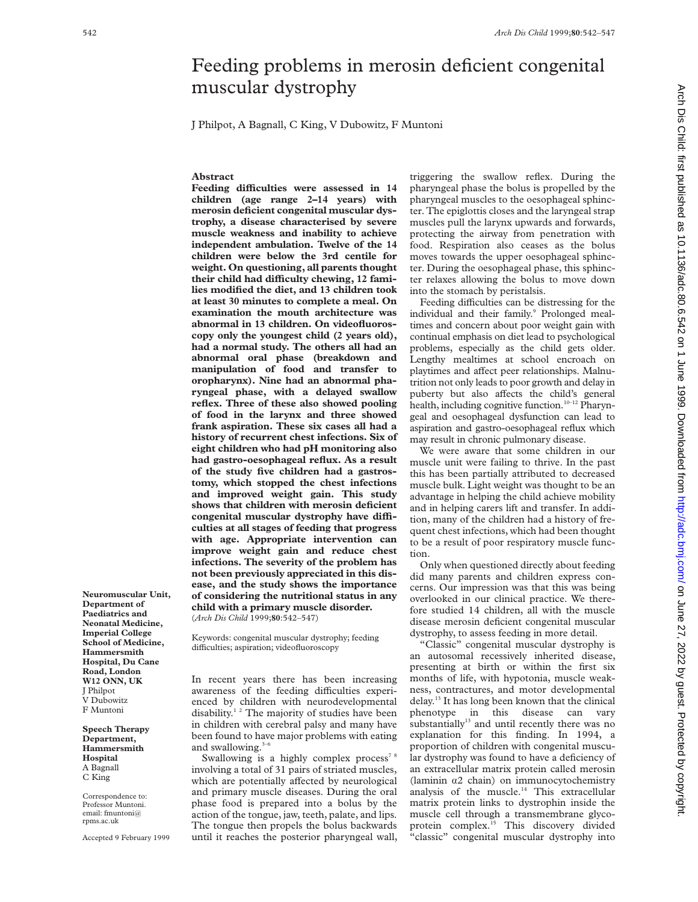# Feeding problems in merosin deficient congenital muscular dystrophy

J Philpot, A Bagnall, C King, V Dubowitz, F Muntoni

## Abstract

**Feeding difficulties were assessed in 14 children (age range 2–14 years) with merosin deficient congenital muscular dystrophy, a disease characterised by severe muscle weakness and inability to achieve independent ambulation. Twelve of the 14 children were below the 3rd centile for weight. On questioning, all parents thought their child had difficulty chewing, 12 families modified the diet, and 13 children took at least 30 minutes to complete a meal. On examination the mouth architecture was abnormal in 13 children. On videofluoroscopy only the youngest child (2 years old), had a normal study. The others all had an abnormal oral phase (breakdown and manipulation of food and transfer to oropharynx). Nine had an abnormal pharyngeal phase, with a delayed swallow reflex. Three of these also showed pooling of food in the larynx and three showed frank aspiration. These six cases all had a history of recurrent chest infections. Six of eight children who had pH monitoring also had gastro-oesophageal reflux. As a result of the study five children had a gastrostomy, which stopped the chest infections and improved weight gain. This study shows that children with merosin deficient congenital muscular dystrophy have difficulties at all stages of feeding that progress with age. Appropriate intervention can improve weight gain and reduce chest infections. The severity of the problem has not been previously appreciated in this disease, and the study shows the importance of considering the nutritional status in any child with a primary muscle disorder.**
(*Arch Dis Child* 1999;**80**:542–547)

Keywords: congenital muscular dystrophy; feeding difficulties; aspiration; videofluoroscopy

**Neuromuscular Unit, Department of Paediatrics and Neonatal Medicine, Imperial College School of Medicine, Hammersmith Hospital, Du Cane Road, London W12 ONN, UK**
J Philpot
V Dubowitz
F Muntoni

**Speech Therapy Department, Hammersmith Hospital**
A Bagnall
C King

Correspondence to: Professor Muntoni. email: fmuntoni@rpms.ac.uk

Accepted 9 February 1999

In recent years there has been increasing awareness of the feeding difficulties experienced by children with neurodevelopmental disability.[1,2] The majority of studies have been in children with cerebral palsy and many have been found to have major problems with eating and swallowing.[3–6]

Swallowing is a highly complex process[7,8] involving a total of 31 pairs of striated muscles, which are potentially affected by neurological and primary muscle diseases. During the oral phase food is prepared into a bolus by the action of the tongue, jaw, teeth, palate, and lips. The tongue then propels the bolus backwards until it reaches the posterior pharyngeal wall, triggering the swallow reflex. During the pharyngeal phase the bolus is propelled by the pharyngeal muscles to the oesophageal sphincter. The epiglottis closes and the laryngeal strap muscles pull the larynx upwards and forwards, protecting the airway from penetration with food. Respiration also ceases as the bolus moves towards the upper oesophageal sphincter. During the oesophageal phase, this sphincter relaxes allowing the bolus to move down into the stomach by peristalsis.

Feeding difficulties can be distressing for the individual and their family.[9] Prolonged mealtimes and concern about poor weight gain with continual emphasis on diet lead to psychological problems, especially as the child gets older. Lengthy mealtimes at school encroach on playtimes and affect peer relationships. Malnutrition not only leads to poor growth and delay in puberty but also affects the child's general health, including cognitive function.[10–12] Pharyngeal and oesophageal dysfunction can lead to aspiration and gastro-oesophageal reflux which may result in chronic pulmonary disease.

We were aware that some children in our muscle unit were failing to thrive. In the past this has been partially attributed to decreased muscle bulk. Light weight was thought to be an advantage in helping the child achieve mobility and in helping carers lift and transfer. In addition, many of the children had a history of frequent chest infections, which had been thought to be a result of poor respiratory muscle function.

Only when questioned directly about feeding did many parents and children express concerns. Our impression was that this was being overlooked in our clinical practice. We therefore studied 14 children, all with the muscle disease merosin deficient congenital muscular dystrophy, to assess feeding in more detail.

"Classic" congenital muscular dystrophy is an autosomal recessively inherited disease, presenting at birth or within the first six months of life, with hypotonia, muscle weakness, contractures, and motor developmental delay.[13] It has long been known that the clinical phenotype in this disease can vary substantially[13] and until recently there was no explanation for this finding. In 1994, a proportion of children with congenital muscular dystrophy was found to have a deficiency of an extracellular matrix protein called merosin (laminin α2 chain) on immunocytochemistry analysis of the muscle.[14] This extracellular matrix protein links to dystrophin inside the muscle cell through a transmembrane glycoprotein complex.[15] This discovery divided "classic" congenital muscular dystrophy into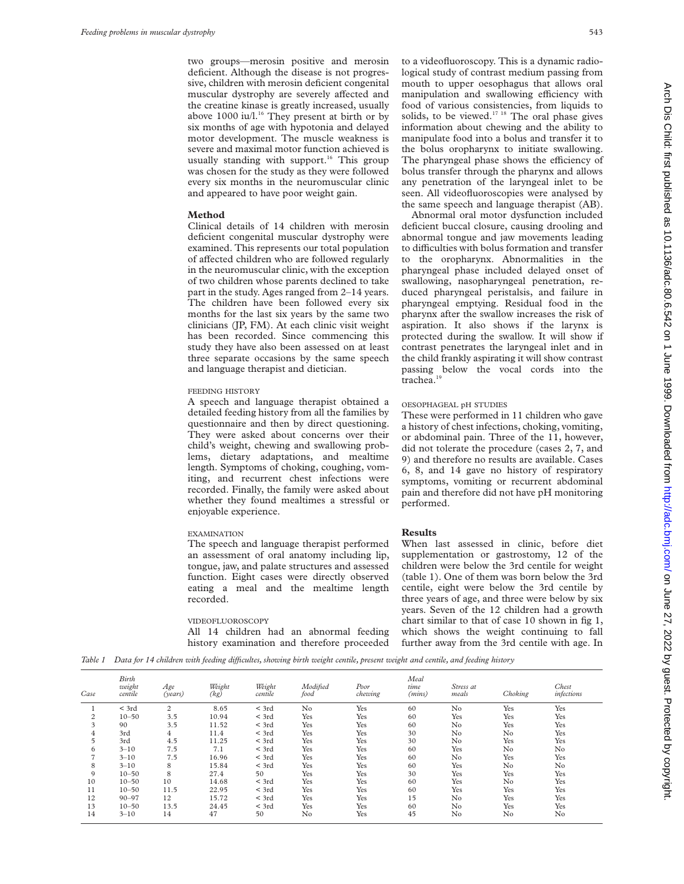two groups—merosin positive and merosin deficient. Although the disease is not progressive, children with merosin deficient congenital muscular dystrophy are severely affected and the creatine kinase is greatly increased, usually above 1000 iu/l.[16] They present at birth or by six months of age with hypotonia and delayed motor development. The muscle weakness is severe and maximal motor function achieved is usually standing with support.[16] This group was chosen for the study as they were followed every six months in the neuromuscular clinic and appeared to have poor weight gain.

## Method

Clinical details of 14 children with merosin deficient congenital muscular dystrophy were examined. This represents our total population of affected children who are followed regularly in the neuromuscular clinic, with the exception of two children whose parents declined to take part in the study. Ages ranged from 2–14 years. The children have been followed every six months for the last six years by the same two clinicians (JP, FM). At each clinic visit weight has been recorded. Since commencing this study they have also been assessed on at least three separate occasions by the same speech and language therapist and dietician.

### FEEDING HISTORY

A speech and language therapist obtained a detailed feeding history from all the families by questionnaire and then by direct questioning. They were asked about concerns over their child's weight, chewing and swallowing problems, dietary adaptations, and mealtime length. Symptoms of choking, coughing, vomiting, and recurrent chest infections were recorded. Finally, the family were asked about whether they found mealtimes a stressful or enjoyable experience.

### EXAMINATION

The speech and language therapist performed an assessment of oral anatomy including lip, tongue, jaw, and palate structures and assessed function. Eight cases were directly observed eating a meal and the mealtime length recorded.

### VIDEOFLUOROSCOPY

All 14 children had an abnormal feeding history examination and therefore proceeded to a videofluoroscopy. This is a dynamic radiological study of contrast medium passing from mouth to upper oesophagus that allows oral manipulation and swallowing efficiency with food of various consistencies, from liquids to solids, to be viewed.[17 18] The oral phase gives information about chewing and the ability to manipulate food into a bolus and transfer it to the bolus oropharynx to initiate swallowing. The pharyngeal phase shows the efficiency of bolus transfer through the pharynx and allows any penetration of the laryngeal inlet to be seen. All videofluoroscopies were analysed by the same speech and language therapist (AB).

Abnormal oral motor dysfunction included deficient buccal closure, causing drooling and abnormal tongue and jaw movements leading to difficulties with bolus formation and transfer to the oropharynx. Abnormalities in the pharyngeal phase included delayed onset of swallowing, nasopharyngeal penetration, reduced pharyngeal peristalsis, and failure in pharyngeal emptying. Residual food in the pharynx after the swallow increases the risk of aspiration. It also shows if the larynx is protected during the swallow. It will show if contrast penetrates the laryngeal inlet and in the child frankly aspirating it will show contrast passing below the vocal cords into the trachea.[19]

### OESOPHAGEAL pH STUDIES

These were performed in 11 children who gave a history of chest infections, choking, vomiting, or abdominal pain. Three of the 11, however, did not tolerate the procedure (cases 2, 7, and 9) and therefore no results are available. Cases 6, 8, and 14 gave no history of respiratory symptoms, vomiting or recurrent abdominal pain and therefore did not have pH monitoring performed.

## Results

When last assessed in clinic, before diet supplementation or gastrostomy, 12 of the children were below the 3rd centile for weight (table 1). One of them was born below the 3rd centile, eight were below the 3rd centile by three years of age, and three were below by six years. Seven of the 12 children had a growth chart similar to that of case 10 shown in fig 1, which shows the weight continuing to fall further away from the 3rd centile with age. In

*Table 1 Data for 14 children with feeding difficultes, showing birth weight centile, present weight and centile, and feeding history*

| Case | Birth weight centile | Age (years) | Weight (kg) | Weight centile | Modified food | Poor chewing | Meal time (mins) | Stress at meals | Choking | Chest infections |
|---|---|---|---|---|---|---|---|---|---|---|
| 1 | < 3rd | 2 | 8.65 | < 3rd | No | Yes | 60 | No | Yes | Yes |
| 2 | 10–50 | 3.5 | 10.94 | < 3rd | Yes | Yes | 60 | Yes | Yes | Yes |
| 3 | 90 | 3.5 | 11.52 | < 3rd | Yes | Yes | 60 | No | Yes | Yes |
| 4 | 3rd | 4 | 11.4 | < 3rd | Yes | Yes | 30 | No | No | Yes |
| 5 | 3rd | 4.5 | 11.25 | < 3rd | Yes | Yes | 30 | No | Yes | Yes |
| 6 | 3–10 | 7.5 | 7.1 | < 3rd | Yes | Yes | 60 | Yes | No | No |
| 7 | 3–10 | 7.5 | 16.96 | < 3rd | Yes | Yes | 60 | No | Yes | Yes |
| 8 | 3–10 | 8 | 15.84 | < 3rd | Yes | Yes | 60 | Yes | No | No |
| 9 | 10–50 | 8 | 27.4 | 50 | Yes | Yes | 30 | Yes | Yes | Yes |
| 10 | 10–50 | 10 | 14.68 | < 3rd | Yes | Yes | 60 | Yes | No | Yes |
| 11 | 10–50 | 11.5 | 22.95 | < 3rd | Yes | Yes | 60 | Yes | Yes | Yes |
| 12 | 90–97 | 12 | 15.72 | < 3rd | Yes | Yes | 15 | No | Yes | Yes |
| 13 | 10–50 | 13.5 | 24.45 | < 3rd | Yes | Yes | 60 | No | Yes | Yes |
| 14 | 3–10 | 14 | 47 | 50 | No | Yes | 45 | No | No | No |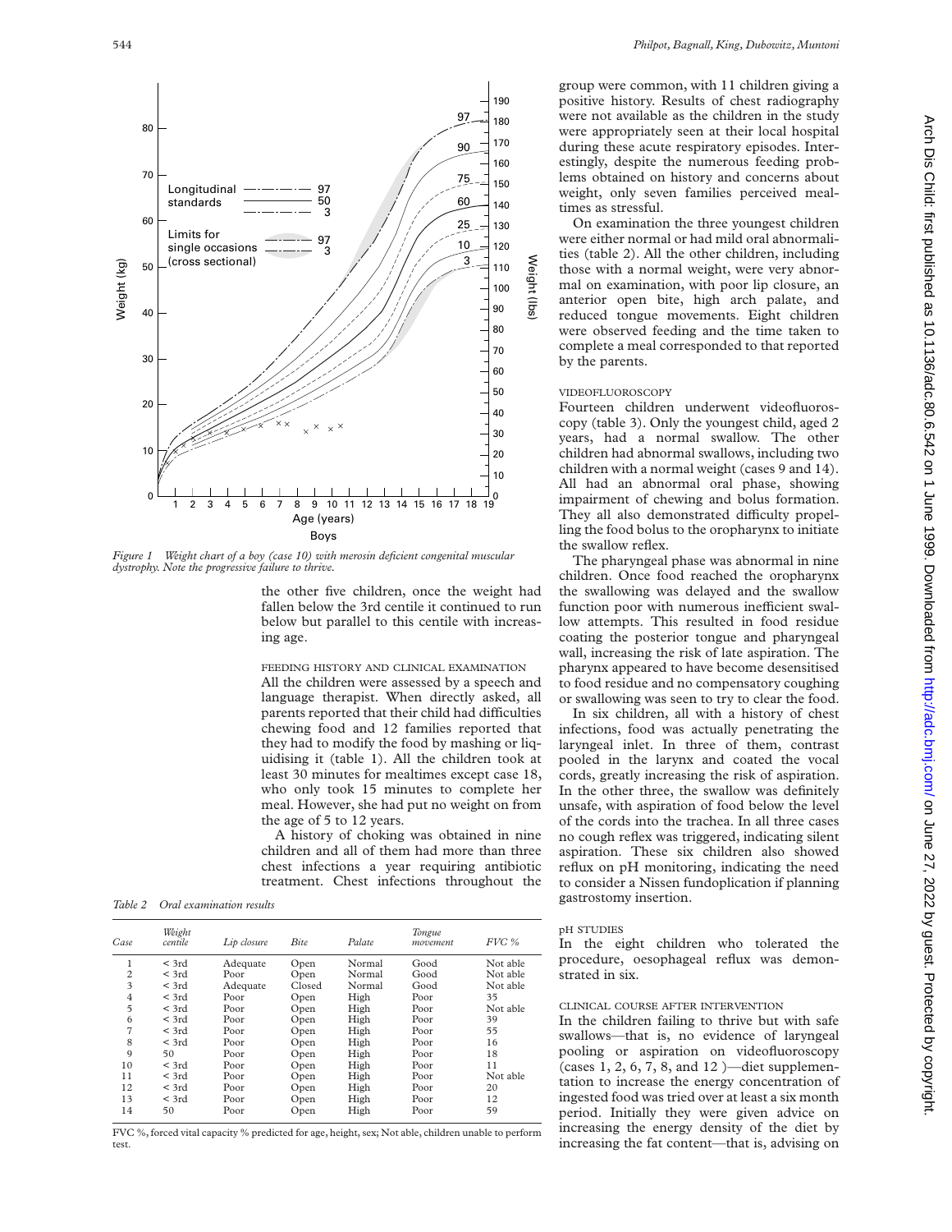*Figure 1 Weight chart of a boy (case 10) with merosin deficient congenital muscular dystrophy. Note the progressive failure to thrive.*

the other five children, once the weight had fallen below the 3rd centile it continued to run below but parallel to this centile with increasing age.

FEEDING HISTORY AND CLINICAL EXAMINATION

All the children were assessed by a speech and language therapist. When directly asked, all parents reported that their child had difficulties chewing food and 12 families reported that they had to modify the food by mashing or liquidising it (table 1). All the children took at least 30 minutes for mealtimes except case 18, who only took 15 minutes to complete her meal. However, she had put no weight on from the age of 5 to 12 years.

A history of choking was obtained in nine children and all of them had more than three chest infections a year requiring antibiotic treatment. Chest infections throughout the group were common, with 11 children giving a positive history. Results of chest radiography were not available as the children in the study were appropriately seen at their local hospital during these acute respiratory episodes. Interestingly, despite the numerous feeding problems obtained on history and concerns about weight, only seven families perceived mealtimes as stressful.

On examination the three youngest children were either normal or had mild oral abnormalities (table 2). All the other children, including those with a normal weight, were very abnormal on examination, with poor lip closure, an anterior open bite, high arch palate, and reduced tongue movements. Eight children were observed feeding and the time taken to complete a meal corresponded to that reported by the parents.

*Table 2 Oral examination results*

| Case | Weight centile | Lip closure | Bite | Palate | Tongue movement | FVC % |
|---|---|---|---|---|---|---|
| 1 | < 3rd | Adequate | Open | Normal | Good | Not able |
| 2 | < 3rd | Poor | Open | Normal | Good | Not able |
| 3 | < 3rd | Adequate | Closed | Normal | Good | Not able |
| 4 | < 3rd | Poor | Open | High | Poor | 35 |
| 5 | < 3rd | Poor | Open | High | Poor | Not able |
| 6 | < 3rd | Poor | Open | High | Poor | 39 |
| 7 | < 3rd | Poor | Open | High | Poor | 55 |
| 8 | < 3rd | Poor | Open | High | Poor | 16 |
| 9 | 50 | Poor | Open | High | Poor | 18 |
| 10 | < 3rd | Poor | Open | High | Poor | 11 |
| 11 | < 3rd | Poor | Open | High | Poor | Not able |
| 12 | < 3rd | Poor | Open | High | Poor | 20 |
| 13 | < 3rd | Poor | Open | High | Poor | 12 |
| 14 | 50 | Poor | Open | High | Poor | 59 |

FVC %, forced vital capacity % predicted for age, height, sex; Not able, children unable to perform test.

VIDEOFLUOROSCOPY

Fourteen children underwent videofluoroscopy (table 3). Only the youngest child, aged 2 years, had a normal swallow. The other children had abnormal swallows, including two children with a normal weight (cases 9 and 14). All had an abnormal oral phase, showing impairment of chewing and bolus formation. They all also demonstrated difficulty propelling the food bolus to the oropharynx to initiate the swallow reflex.

The pharyngeal phase was abnormal in nine children. Once food reached the oropharynx the swallowing was delayed and the swallow function poor with numerous inefficient swallow attempts. This resulted in food residue coating the posterior tongue and pharyngeal wall, increasing the risk of late aspiration. The pharynx appeared to have become desensitised to food residue and no compensatory coughing or swallowing was seen to try to clear the food.

In six children, all with a history of chest infections, food was actually penetrating the laryngeal inlet. In three of them, contrast pooled in the larynx and coated the vocal cords, greatly increasing the risk of aspiration. In the other three, the swallow was definitely unsafe, with aspiration of food below the level of the cords into the trachea. In all three cases no cough reflex was triggered, indicating silent aspiration. These six children also showed reflux on pH monitoring, indicating the need to consider a Nissen fundoplication if planning gastrostomy insertion.

pH STUDIES

In the eight children who tolerated the procedure, oesophageal reflux was demonstrated in six.

CLINICAL COURSE AFTER INTERVENTION

In the children failing to thrive but with safe swallows—that is, no evidence of laryngeal pooling or aspiration on videofluoroscopy (cases 1, 2, 6, 7, 8, and 12 )—diet supplementation to increase the energy concentration of ingested food was tried over at least a six month period. Initially they were given advice on increasing the energy density of the diet by increasing the fat content—that is, advising on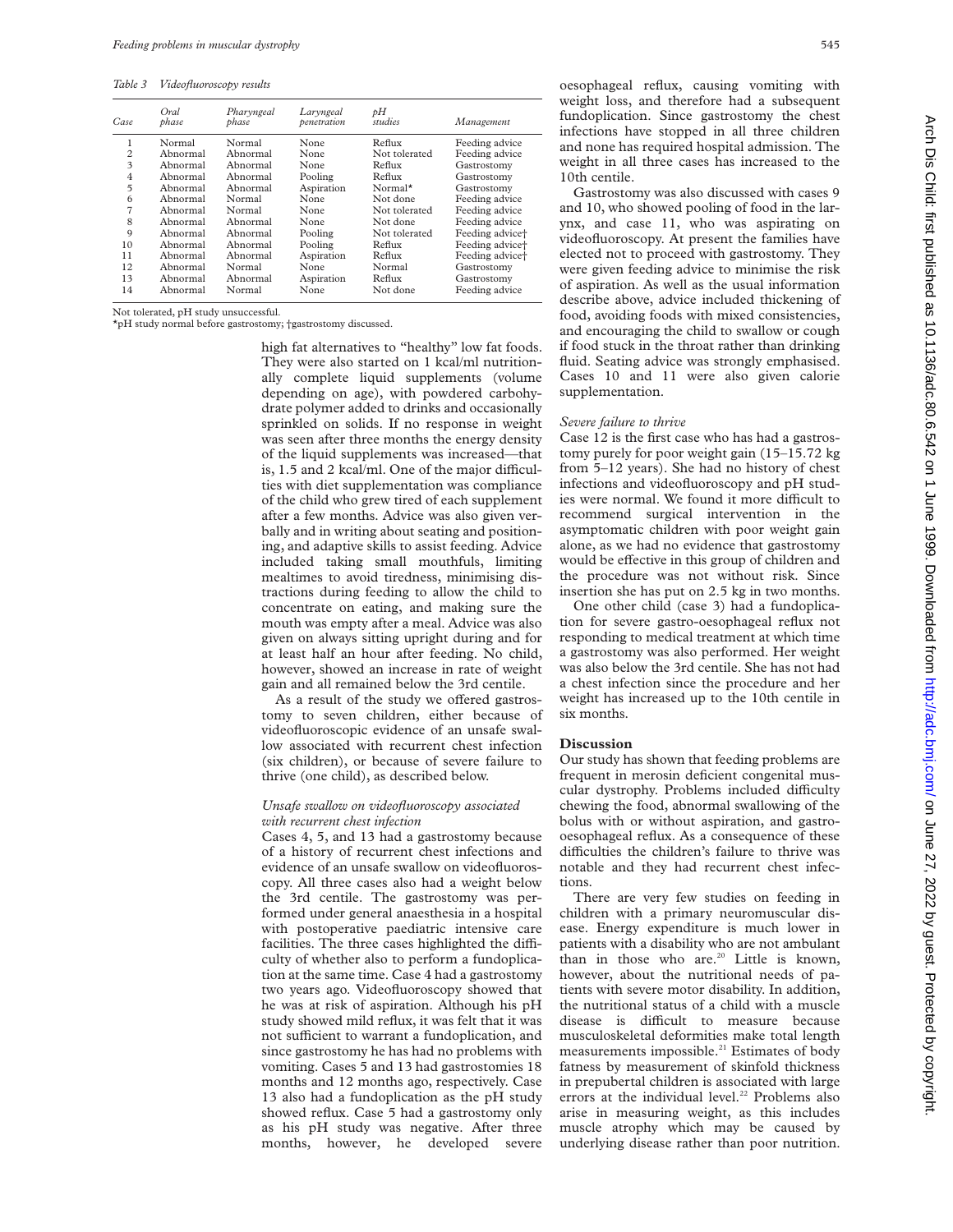*Table 3 Videofluoroscopy results*

| Case | Oral phase | Pharyngeal phase | Laryngeal penetration | pH studies | Management |
|---|---|---|---|---|---|
| 1 | Normal | Normal | None | Reflux | Feeding advice |
| 2 | Abnormal | Abnormal | None | Not tolerated | Feeding advice |
| 3 | Abnormal | Abnormal | None | Reflux | Gastrostomy |
| 4 | Abnormal | Abnormal | Pooling | Reflux | Gastrostomy |
| 5 | Abnormal | Abnormal | Aspiration | Normal* | Gastrostomy |
| 6 | Abnormal | Normal | None | Not done | Feeding advice |
| 7 | Abnormal | Normal | None | Not tolerated | Feeding advice |
| 8 | Abnormal | Abnormal | None | Not done | Feeding advice |
| 9 | Abnormal | Abnormal | Pooling | Not tolerated | Feeding advice† |
| 10 | Abnormal | Abnormal | Pooling | Reflux | Feeding advice† |
| 11 | Abnormal | Abnormal | Aspiration | Reflux | Feeding advice† |
| 12 | Abnormal | Normal | None | Normal | Gastrostomy |
| 13 | Abnormal | Abnormal | Aspiration | Reflux | Gastrostomy |
| 14 | Abnormal | Normal | None | Not done | Feeding advice |

Not tolerated, pH study unsuccessful.
*pH study normal before gastrostomy; †gastrostomy discussed.

high fat alternatives to "healthy" low fat foods. They were also started on 1 kcal/ml nutritionally complete liquid supplements (volume depending on age), with powdered carbohydrate polymer added to drinks and occasionally sprinkled on solids. If no response in weight was seen after three months the energy density of the liquid supplements was increased—that is, 1.5 and 2 kcal/ml. One of the major difficulties with diet supplementation was compliance of the child who grew tired of each supplement after a few months. Advice was also given verbally and in writing about seating and positioning, and adaptive skills to assist feeding. Advice included taking small mouthfuls, limiting mealtimes to avoid tiredness, minimising distractions during feeding to allow the child to concentrate on eating, and making sure the mouth was empty after a meal. Advice was also given on always sitting upright during and for at least half an hour after feeding. No child, however, showed an increase in rate of weight gain and all remained below the 3rd centile.

As a result of the study we offered gastrostomy to seven children, either because of videofluoroscopic evidence of an unsafe swallow associated with recurrent chest infection (six children), or because of severe failure to thrive (one child), as described below.

### *Unsafe swallow on videofluoroscopy associated with recurrent chest infection*

Cases 4, 5, and 13 had a gastrostomy because of a history of recurrent chest infections and evidence of an unsafe swallow on videofluoroscopy. All three cases also had a weight below the 3rd centile. The gastrostomy was performed under general anaesthesia in a hospital with postoperative paediatric intensive care facilities. The three cases highlighted the difficulty of whether also to perform a fundoplication at the same time. Case 4 had a gastrostomy two years ago. Videofluoroscopy showed that he was at risk of aspiration. Although his pH study showed mild reflux, it was felt that it was not sufficient to warrant a fundoplication, and since gastrostomy he has had no problems with vomiting. Cases 5 and 13 had gastrostomies 18 months and 12 months ago, respectively. Case 13 also had a fundoplication as the pH study showed reflux. Case 5 had a gastrostomy only as his pH study was negative. After three months, however, he developed severe oesophageal reflux, causing vomiting with weight loss, and therefore had a subsequent fundoplication. Since gastrostomy the chest infections have stopped in all three children and none has required hospital admission. The weight in all three cases has increased to the 10th centile.

Gastrostomy was also discussed with cases 9 and 10, who showed pooling of food in the larynx, and case 11, who was aspirating on videofluoroscopy. At present the families have elected not to proceed with gastrostomy. They were given feeding advice to minimise the risk of aspiration. As well as the usual information describe above, advice included thickening of food, avoiding foods with mixed consistencies, and encouraging the child to swallow or cough if food stuck in the throat rather than drinking fluid. Seating advice was strongly emphasised. Cases 10 and 11 were also given calorie supplementation.

### *Severe failure to thrive*

Case 12 is the first case who has had a gastrostomy purely for poor weight gain (15–15.72 kg from 5–12 years). She had no history of chest infections and videofluoroscopy and pH studies were normal. We found it more difficult to recommend surgical intervention in the asymptomatic children with poor weight gain alone, as we had no evidence that gastrostomy would be effective in this group of children and the procedure was not without risk. Since insertion she has put on 2.5 kg in two months.

One other child (case 3) had a fundoplication for severe gastro-oesophageal reflux not responding to medical treatment at which time a gastrostomy was also performed. Her weight was also below the 3rd centile. She has not had a chest infection since the procedure and her weight has increased up to the 10th centile in six months.

## Discussion

Our study has shown that feeding problems are frequent in merosin deficient congenital muscular dystrophy. Problems included difficulty chewing the food, abnormal swallowing of the bolus with or without aspiration, and gastro-oesophageal reflux. As a consequence of these difficulties the children's failure to thrive was notable and they had recurrent chest infections.

There are very few studies on feeding in children with a primary neuromuscular disease. Energy expenditure is much lower in patients with a disability who are not ambulant than in those who are.[20] Little is known, however, about the nutritional needs of patients with severe motor disability. In addition, the nutritional status of a child with a muscle disease is difficult to measure because musculoskeletal deformities make total length measurements impossible.[21] Estimates of body fatness by measurement of skinfold thickness in prepubertal children is associated with large errors at the individual level.[22] Problems also arise in measuring weight, as this includes muscle atrophy which may be caused by underlying disease rather than poor nutrition.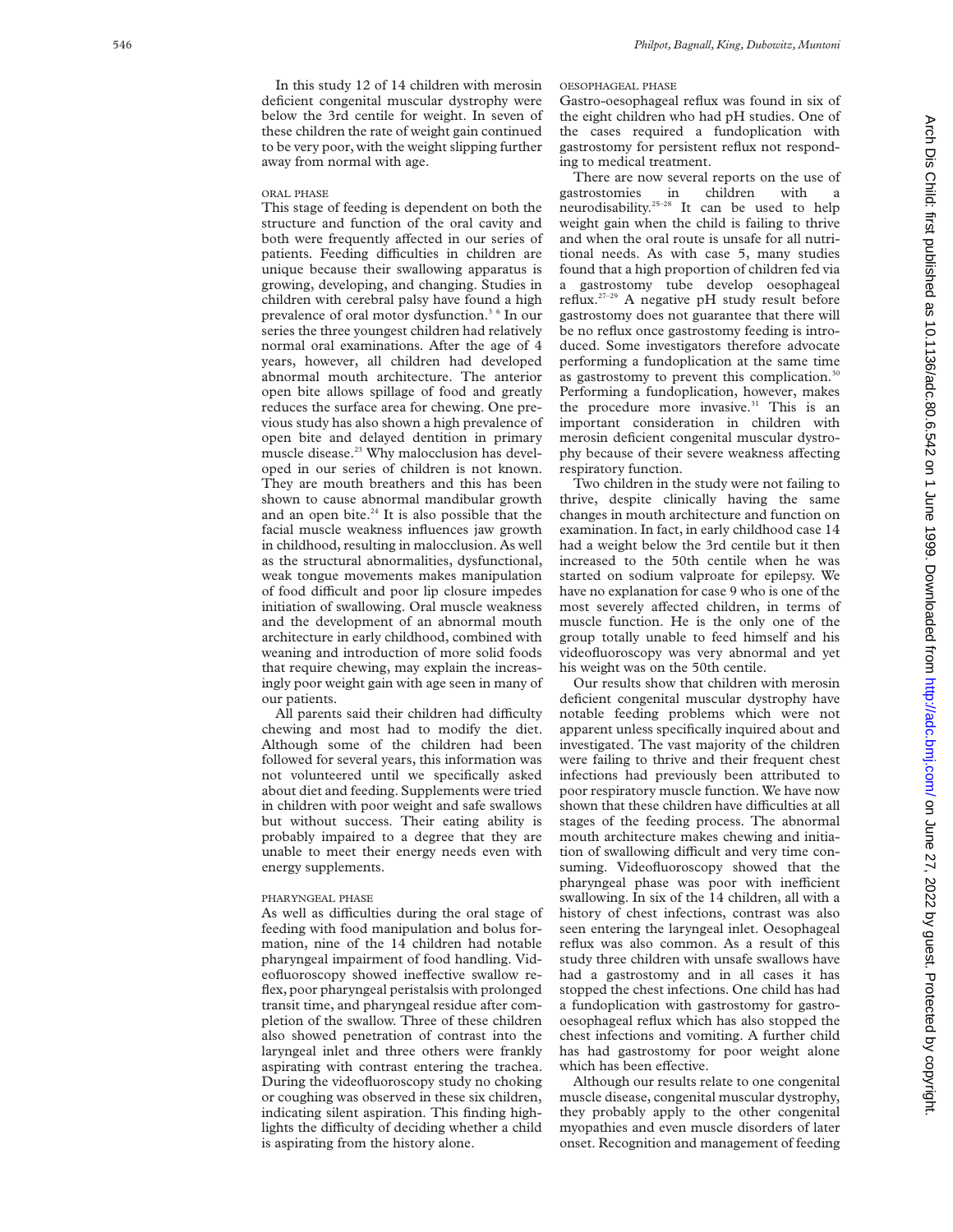In this study 12 of 14 children with merosin deficient congenital muscular dystrophy were below the 3rd centile for weight. In seven of these children the rate of weight gain continued to be very poor, with the weight slipping further away from normal with age.

### ORAL PHASE

This stage of feeding is dependent on both the structure and function of the oral cavity and both were frequently affected in our series of patients. Feeding difficulties in children are unique because their swallowing apparatus is growing, developing, and changing. Studies in children with cerebral palsy have found a high prevalence of oral motor dysfunction.[3 6] In our series the three youngest children had relatively normal oral examinations. After the age of 4 years, however, all children had developed abnormal mouth architecture. The anterior open bite allows spillage of food and greatly reduces the surface area for chewing. One previous study has also shown a high prevalence of open bite and delayed dentition in primary muscle disease.[23] Why malocclusion has developed in our series of children is not known. They are mouth breathers and this has been shown to cause abnormal mandibular growth and an open bite.[24] It is also possible that the facial muscle weakness influences jaw growth in childhood, resulting in malocclusion. As well as the structural abnormalities, dysfunctional, weak tongue movements makes manipulation of food difficult and poor lip closure impedes initiation of swallowing. Oral muscle weakness and the development of an abnormal mouth architecture in early childhood, combined with weaning and introduction of more solid foods that require chewing, may explain the increasingly poor weight gain with age seen in many of our patients.

All parents said their children had difficulty chewing and most had to modify the diet. Although some of the children had been followed for several years, this information was not volunteered until we specifically asked about diet and feeding. Supplements were tried in children with poor weight and safe swallows but without success. Their eating ability is probably impaired to a degree that they are unable to meet their energy needs even with energy supplements.

### PHARYNGEAL PHASE

As well as difficulties during the oral stage of feeding with food manipulation and bolus formation, nine of the 14 children had notable pharyngeal impairment of food handling. Videofluoroscopy showed ineffective swallow reflex, poor pharyngeal peristalsis with prolonged transit time, and pharyngeal residue after completion of the swallow. Three of these children also showed penetration of contrast into the laryngeal inlet and three others were frankly aspirating with contrast entering the trachea. During the videofluoroscopy study no choking or coughing was observed in these six children, indicating silent aspiration. This finding highlights the difficulty of deciding whether a child is aspirating from the history alone.

### OESOPHAGEAL PHASE

Gastro-oesophageal reflux was found in six of the eight children who had pH studies. One of the cases required a fundoplication with gastrostomy for persistent reflux not responding to medical treatment.

There are now several reports on the use of gastrostomies in children with a neurodisability.[25–28] It can be used to help weight gain when the child is failing to thrive and when the oral route is unsafe for all nutritional needs. As with case 5, many studies found that a high proportion of children fed via a gastrostomy tube develop oesophageal reflux.[27–29] A negative pH study result before gastrostomy does not guarantee that there will be no reflux once gastrostomy feeding is introduced. Some investigators therefore advocate performing a fundoplication at the same time as gastrostomy to prevent this complication.[30] Performing a fundoplication, however, makes the procedure more invasive.[31] This is an important consideration in children with merosin deficient congenital muscular dystrophy because of their severe weakness affecting respiratory function.

Two children in the study were not failing to thrive, despite clinically having the same changes in mouth architecture and function on examination. In fact, in early childhood case 14 had a weight below the 3rd centile but it then increased to the 50th centile when he was started on sodium valproate for epilepsy. We have no explanation for case 9 who is one of the most severely affected children, in terms of muscle function. He is the only one of the group totally unable to feed himself and his videofluoroscopy was very abnormal and yet his weight was on the 50th centile.

Our results show that children with merosin deficient congenital muscular dystrophy have notable feeding problems which were not apparent unless specifically inquired about and investigated. The vast majority of the children were failing to thrive and their frequent chest infections had previously been attributed to poor respiratory muscle function. We have now shown that these children have difficulties at all stages of the feeding process. The abnormal mouth architecture makes chewing and initiation of swallowing difficult and very time consuming. Videofluoroscopy showed that the pharyngeal phase was poor with inefficient swallowing. In six of the 14 children, all with a history of chest infections, contrast was also seen entering the laryngeal inlet. Oesophageal reflux was also common. As a result of this study three children with unsafe swallows have had a gastrostomy and in all cases it has stopped the chest infections. One child has had a fundoplication with gastrostomy for gastro-oesophageal reflux which has also stopped the chest infections and vomiting. A further child has had gastrostomy for poor weight alone which has been effective.

Although our results relate to one congenital muscle disease, congenital muscular dystrophy, they probably apply to the other congenital myopathies and even muscle disorders of later onset. Recognition and management of feeding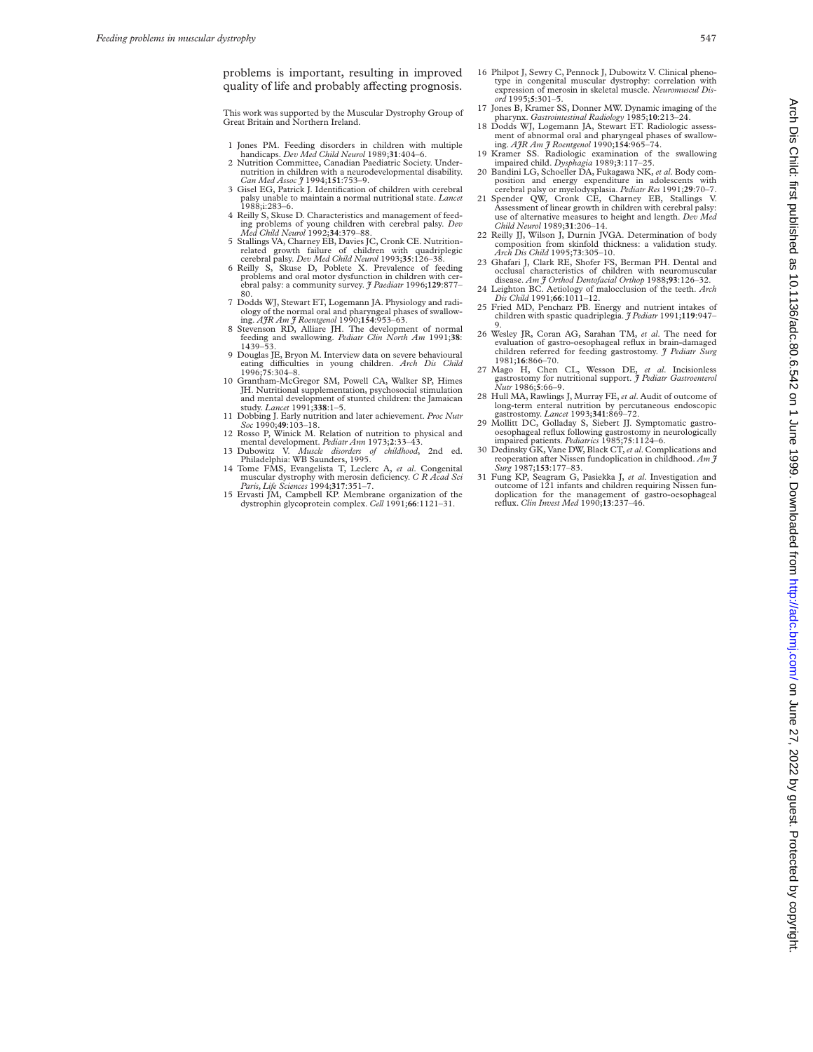problems is important, resulting in improved quality of life and probably affecting prognosis.

This work was supported by the Muscular Dystrophy Group of Great Britain and Northern Ireland.

1 Jones PM. Feeding disorders in children with multiple handicaps. *Dev Med Child Neurol* 1989;**31**:404–6.
2 Nutrition Committee, Canadian Paediatric Society. Undernutrition in children with a neurodevelopmental disability. *Can Med Assoc J* 1994;**151**:753–9.
3 Gisel EG, Patrick J. Identification of children with cerebral palsy unable to maintain a normal nutritional state. *Lancet* 1988;i:283–6.
4 Reilly S, Skuse D. Characteristics and management of feeding problems of young children with cerebral palsy. *Dev Med Child Neurol* 1992;**34**:379–88.
5 Stallings VA, Charney EB, Davies JC, Cronk CE. Nutrition-related growth failure of children with quadriplegic cerebral palsy. *Dev Med Child Neurol* 1993;**35**:126–38.
6 Reilly S, Skuse D, Poblete X. Prevalence of feeding problems and oral motor dysfunction in children with cerebral palsy: a community survey. *J Paediatr* 1996;**129**:877–80.
7 Dodds WJ, Stewart ET, Logemann JA. Physiology and radiology of the normal oral and pharyngeal phases of swallowing. *AJR Am J Roentgenol* 1990;**154**:953–63.
8 Stevenson RD, Alliare JH. The development of normal feeding and swallowing. *Pediatr Clin North Am* 1991;**38**:1439–53.
9 Douglas JE, Bryon M. Interview data on severe behavioural eating difficulties in young children. *Arch Dis Child* 1996;**75**:304–8.
10 Grantham-McGregor SM, Powell CA, Walker SP, Himes JH. Nutritional supplementation, psychosocial stimulation and mental development of stunted children: the Jamaican study. *Lancet* 1991;**338**:1–5.
11 Dobbing J. Early nutrition and later achievement. *Proc Nutr Soc* 1990;**49**:103–18.
12 Rosso P, Winick M. Relation of nutrition to physical and mental development. *Pediatr Ann* 1973;**2**:33–43.
13 Dubowitz V. *Muscle disorders of childhood*, 2nd ed. Philadelphia: WB Saunders, 1995.
14 Tome FMS, Evangelista T, Leclerc A, *et al*. Congenital muscular dystrophy with merosin deficiency. *C R Acad Sci Paris, Life Sciences* 1994;**317**:351–7.
15 Ervasti JM, Campbell KP. Membrane organization of the dystrophin glycoprotein complex. *Cell* 1991;**66**:1121–31.
16 Philpot J, Sewry C, Pennock J, Dubowitz V. Clinical phenotype in congenital muscular dystrophy: correlation with expression of merosin in skeletal muscle. *Neuromuscul Disord* 1995;**5**:301–5.
17 Jones B, Kramer SS, Donner MW. Dynamic imaging of the pharynx. *Gastrointestinal Radiology* 1985;**10**:213–24.
18 Dodds WJ, Logemann JA, Stewart ET. Radiologic assessment of abnormal oral and pharyngeal phases of swallowing. *AJR Am J Roentgenol* 1990;**154**:965–74.
19 Kramer SS. Radiologic examination of the swallowing impaired child. *Dysphagia* 1989;**3**:117–25.
20 Bandini LG, Schoeller DA, Fukagawa NK, *et al*. Body composition and energy expenditure in adolescents with cerebral palsy or myelodysplasia. *Pediatr Res* 1991;**29**:70–7.
21 Spender QW, Cronk CE, Charney EB, Stallings V. Assessment of linear growth in children with cerebral palsy: use of alternative measures to height and length. *Dev Med Child Neurol* 1989;**31**:206–14.
22 Reilly JJ, Wilson J, Durnin JVGA. Determination of body composition from skinfold thickness: a validation study. *Arch Dis Child* 1995;**73**:305–10.
23 Ghafari J, Clark RE, Shofer FS, Berman PH. Dental and occlusal characteristics of children with neuromuscular disease. *Am J Orthod Dentofacial Orthop* 1988;**93**:126–32.
24 Leighton BC. Aetiology of malocclusion of the teeth. *Arch Dis Child* 1991;**66**:1011–12.
25 Fried MD, Pencharz PB. Energy and nutrient intakes of children with spastic quadriplegia. *J Pediatr* 1991;**119**:947–9.
26 Wesley JR, Coran AG, Sarahan TM, *et al*. The need for evaluation of gastro-oesophageal reflux in brain-damaged children referred for feeding gastrostomy. *J Pediatr Surg* 1981;**16**:866–70.
27 Mago H, Chen CL, Wesson DE, *et al*. Incisionless gastrostomy for nutritional support. *J Pediatr Gastroenterol Nutr* 1986;**5**:66–9.
28 Hull MA, Rawlings J, Murray FE, *et al*. Audit of outcome of long-term enteral nutrition by percutaneous endoscopic gastrostomy. *Lancet* 1993;**341**:869–72.
29 Mollitt DC, Golladay S, Siebert JJ. Symptomatic gastro-oesophageal reflux following gastrostomy in neurologically impaired patients. *Pediatrics* 1985;**75**:1124–6.
30 Dedinsky GK, Vane DW, Black CT, *et al*. Complications and reoperation after Nissen fundoplication in childhood. *Am J Surg* 1987;**153**:177–83.
31 Fung KP, Seagram G, Pasiekka J, *et al*. Investigation and outcome of 121 infants and children requiring Nissen fundoplication for the management of gastro-oesophageal reflux. *Clin Invest Med* 1990;**13**:237–46.